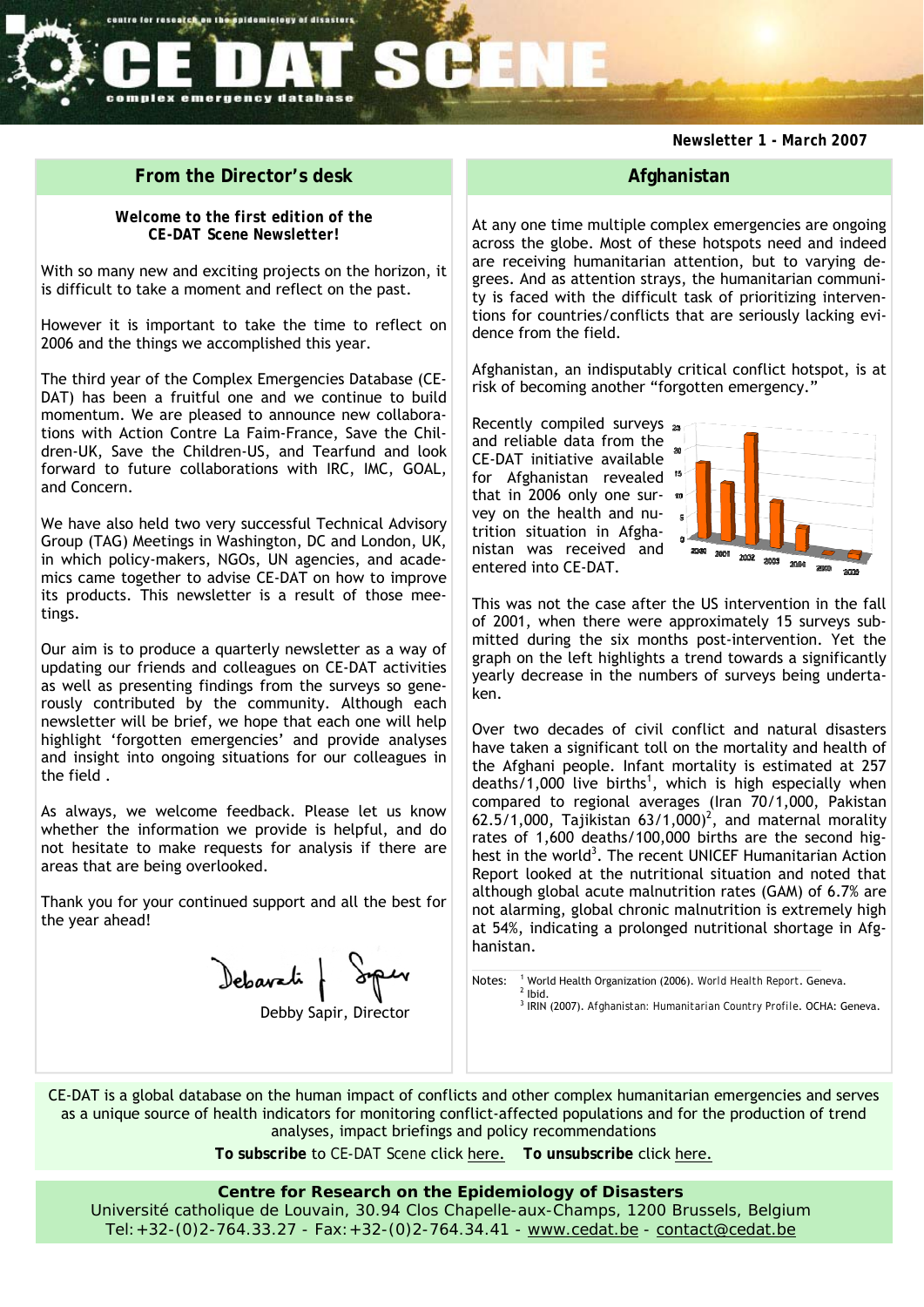# CE DAT SCENE

centre for research on the epidemiology of disasters

complex emergency database

**Newsletter 1 - March 2007**

## From the Director's desk

**Welcome to the first edition of the CE-DAT Scene Newsletter!**

With so many new and exciting projects on the horizon, it is difficult to take a moment and reflect on the past.

However it is important to take the time to reflect on 2006 and the things we accomplished this year.

The third year of the Complex Emergencies Database (CE-DAT) has been a fruitful one and we continue to build momentum. We are pleased to announce new collaborations with Action Contre La Faim-France, Save the Children-UK, Save the Children-US, and Tearfund and look forward to future collaborations with IRC, IMC, GOAL, and Concern.

We have also held two very successful Technical Advisory Group (TAG) Meetings in Washington, DC and London, UK, in which policy-makers, NGOs, UN agencies, and academics came together to advise CE-DAT on how to improve its products. This newsletter is a result of those meetings.

Our aim is to produce a quarterly newsletter as a way of updating our friends and colleagues on CE-DAT activities as well as presenting findings from the surveys so generously contributed by the community. Although each newsletter will be brief, we hope that each one will help highlight 'forgotten emergencies' and provide analyses and insight into ongoing situations for our colleagues in the field .

As always, we welcome feedback. Please let us know whether the information we provide is helpful, and do not hesitate to make requests for analysis if there are areas that are being overlooked.

Thank you for your continued support and all the best for the year ahead!

Debby Sapir, Director

## Afghanistan

At any one time multiple complex emergencies are ongoing across the globe. Most of these hotspots need and indeed are receiving humanitarian attention, but to varying degrees. And as attention strays, the humanitarian community is faced with the difficult task of prioritizing interventions for countries/conflicts that are seriously lacking evidence from the field.

Afghanistan, an indisputably critical conflict hotspot, is at risk of becoming another "forgotten emergency."

Recently compiled surveys and reliable data from the CE-DAT initiative available for Afghanistan revealed that in 2006 only one survey on the health and nutrition situation in Afghanistan was received and entered into CE-DAT.

This was not the case after the US intervention in the fall of 2001, when there were approximately 15 surveys submitted during the six months post-intervention. Yet the graph on the left highlights a trend towards a significantly yearly decrease in the numbers of surveys being undertaken.

Over two decades of civil conflict and natural disasters have taken a significant toll on the mortality and health of the Afghani people. Infant mortality is estimated at 257 deaths/1,000 live births[1], which is high especially when compared to regional averages (Iran 70/1,000, Pakistan 62.5/1,000, Tajikistan 63/1,000)[2], and maternal morality rates of 1,600 deaths/100,000 births are the second highest in the world[3]. The recent UNICEF Humanitarian Action Report looked at the nutritional situation and noted that although global acute malnutrition rates (GAM) of 6.7% are not alarming, global chronic malnutrition is extremely high at 54%, indicating a prolonged nutritional shortage in Afghanistan.

Notes:
[1] World Health Organization (2006). *World Health Report*. Geneva.
[2] Ibid.
[3] IRIN (2007). *Afghanistan: Humanitarian Country Profile*. OCHA: Geneva.

CE-DAT is a global database on the human impact of conflicts and other complex humanitarian emergencies and serves as a unique source of health indicators for monitoring conflict-affected populations and for the production of trend analyses, impact briefings and policy recommendations

**To subscribe** to CE-DAT Scene click here. **To unsubscribe** click here.

**Centre for Research on the Epidemiology of Disasters**
Université catholique de Louvain, 30.94 Clos Chapelle-aux-Champs, 1200 Brussels, Belgium
Tel: +32-(0)2-764.33.27 - Fax: +32-(0)2-764.34.41 - www.cedat.be - contact@cedat.be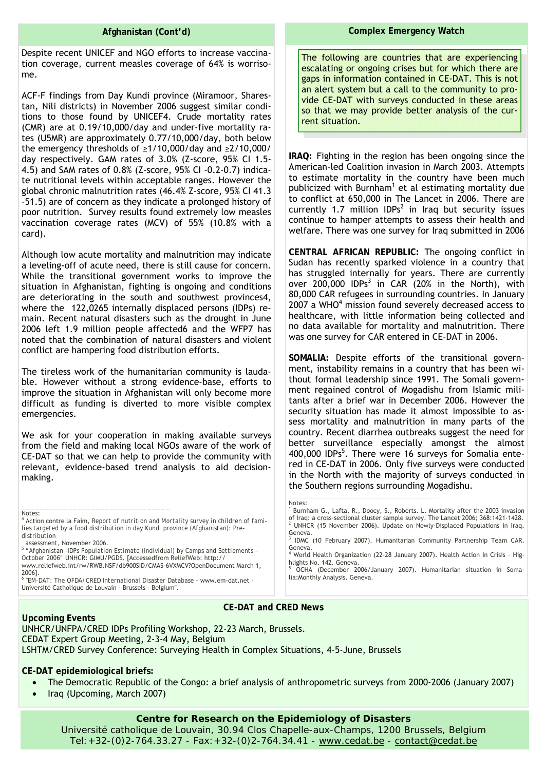## Afghanistan (Cont'd)

Despite recent UNICEF and NGO efforts to increase vaccination coverage, current measles coverage of 64% is worrisome.

ACF-F findings from Day Kundi province (Miramoor, Sharestan, Nili districts) in November 2006 suggest similar conditions to those found by UNICEF4. Crude mortality rates (CMR) are at 0.19/10,000/day and under-five mortality rates (U5MR) are approximately 0.77/10,000/day, both below the emergency thresholds of ≥1/10,000/day and ≥2/10,000/day respectively. GAM rates of 3.0% (Z-score, 95% CI 1.5-4.5) and SAM rates of 0.8% (Z-score, 95% CI -0.2-0.7) indicate nutritional levels within acceptable ranges. However the global chronic malnutrition rates (46.4% Z-score, 95% CI 41.3 -51.5) are of concern as they indicate a prolonged history of poor nutrition. Survey results found extremely low measles vaccination coverage rates (MCV) of 55% (10.8% with a card).

Although low acute mortality and malnutrition may indicate a leveling-off of acute need, there is still cause for concern. While the transitional government works to improve the situation in Afghanistan, fighting is ongoing and conditions are deteriorating in the south and southwest provinces4, where the 122,0265 internally displaced persons (IDPs) remain. Recent natural disasters such as the drought in June 2006 left 1.9 million people affected6 and the WFP7 has noted that the combination of natural disasters and violent conflict are hampering food distribution efforts.

The tireless work of the humanitarian community is laudable. However without a strong evidence-base, efforts to improve the situation in Afghanistan will only become more difficult as funding is diverted to more visible complex emergencies.

We ask for your cooperation in making available surveys from the field and making local NGOs aware of the work of CE-DAT so that we can help to provide the community with relevant, evidence-based trend analysis to aid decision-making.

Notes:

[4] Action contre la Faim, Report of nutrition and Mortality survey in children of families targeted by a food distribution in day Kundi province (Afghanistan): Pre-distribution assessment, November 2006.

[5] "Afghanistan –IDPs Population Estimate (Individual) by Camps and Settlements – October 2006" UNHCR: GIMU/PGDS. [Accessedfrom ReliefWeb: http://www.reliefweb.int/rw/RWB.NSF/db900SID/CMAS-6VXMCV?OpenDocument March 1, 2006].

[6] "EM-DAT: The OFDA/CRED International Disaster Database - www.em-dat.net - Université Catholique de Louvain - Brussels - Belgium".

## Complex Emergency Watch

The following are countries that are experiencing escalating or ongoing crises but for which there are gaps in information contained in CE-DAT. This is not an alert system but a call to the community to provide CE-DAT with surveys conducted in these areas so that we may provide better analysis of the current situation.

**IRAQ:** Fighting in the region has been ongoing since the American-led Coalition invasion in March 2003. Attempts to estimate mortality in the country have been much publicized with Burnham[1] et al estimating mortality due to conflict at 650,000 in The Lancet in 2006. There are currently 1.7 million IDPs[2] in Iraq but security issues continue to hamper attempts to assess their health and welfare. There was one survey for Iraq submitted in 2006

**CENTRAL AFRICAN REPUBLIC:** The ongoing conflict in Sudan has recently sparked violence in a country that has struggled internally for years. There are currently over 200,000 IDPs[3] in CAR (20% in the North), with 80,000 CAR refugees in surrounding countries. In January 2007 a WHO[4] mission found severely decreased access to healthcare, with little information being collected and no data available for mortality and malnutrition. There was one survey for CAR entered in CE-DAT in 2006.

**SOMALIA:** Despite efforts of the transitional government, instability remains in a country that has been without formal leadership since 1991. The Somali government regained control of Mogadishu from Islamic militants after a brief war in December 2006. However the security situation has made it almost impossible to assess mortality and malnutrition in many parts of the country. Recent diarrhea outbreaks suggest the need for better surveillance especially amongst the almost 400,000 IDPs[5]. There were 16 surveys for Somalia entered in CE-DAT in 2006. Only five surveys were conducted in the North with the majority of surveys conducted in the Southern regions surrounding Mogadishu.

Notes:

[1] Burnham G., Lafta, R., Doocy, S., Roberts. L. Mortality after the 2003 invasion of Iraq: a cross-sectional cluster sample survey. The Lancet 2006; 368:1421-1428.

[2] UNHCR (15 November 2006). Update on Newly-Displaced Populations in Iraq. Geneva.

[3] IDMC (10 February 2007). Humanitarian Community Partnership Team CAR. Geneva.

[4] World Health Organization (22-28 January 2007). Health Action in Crisis – Highlights No. 142. Geneva.

[5] OCHA (December 2006/January 2007). Humanitarian situation in Somalia:Monthly Analysis. Geneva.

## CE-DAT and CRED News

**Upcoming Events**

UNHCR/UNFPA/CRED IDPs Profiling Workshop, 22-23 March, Brussels.
CEDAT Expert Group Meeting, 2-3-4 May, Belgium
LSHTM/CRED Survey Conference: Surveying Health in Complex Situations, 4-5-June, Brussels

**CE-DAT epidemiological briefs:**

- The Democratic Republic of the Congo: a brief analysis of anthropometric surveys from 2000-2006 (January 2007)
- Iraq (Upcoming, March 2007)

**Centre for Research on the Epidemiology of Disasters**
Université catholique de Louvain, 30.94 Clos Chapelle-aux-Champs, 1200 Brussels, Belgium
Tel: +32-(0)2-764.33.27 - Fax: +32-(0)2-764.34.41 - www.cedat.be - contact@cedat.be